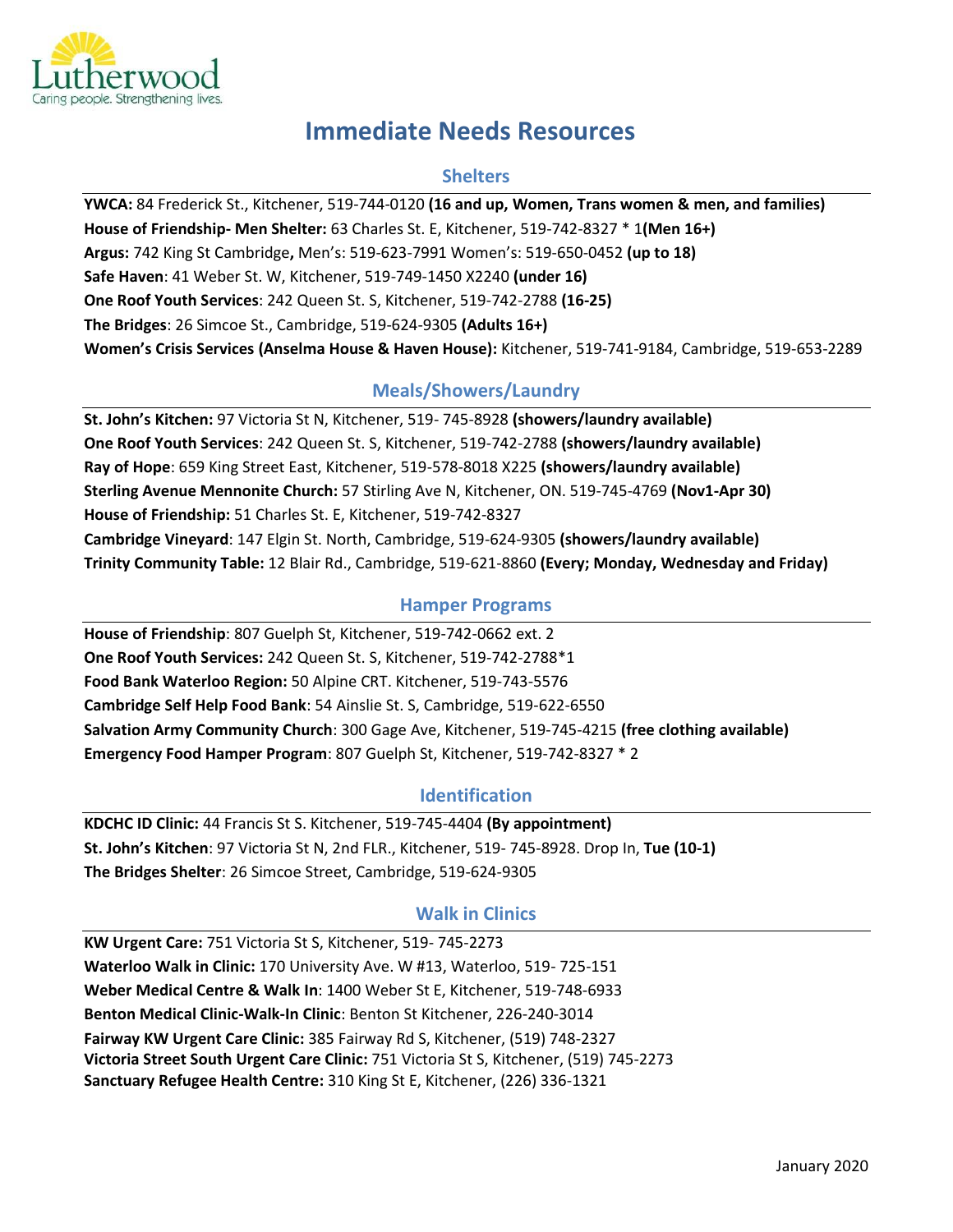Lutherwood
Caring people. Strengthening lives.

# Immediate Needs Resources

## Shelters

**YWCA:** 84 Frederick St., Kitchener, 519-744-0120 **(16 and up, Women, Trans women & men, and families)**
**House of Friendship- Men Shelter:** 63 Charles St. E, Kitchener, 519-742-8327 * 1**(Men 16+)**
**Argus:** 742 King St Cambridge**,** Men's: 519-623-7991 Women's: 519-650-0452 **(up to 18)**
**Safe Haven**: 41 Weber St. W, Kitchener, 519-749-1450 X2240 **(under 16)**
**One Roof Youth Services**: 242 Queen St. S, Kitchener, 519-742-2788 **(16-25)**
**The Bridges**: 26 Simcoe St., Cambridge, 519-624-9305 **(Adults 16+)**
**Women's Crisis Services (Anselma House & Haven House):** Kitchener, 519-741-9184, Cambridge, 519-653-2289

## Meals/Showers/Laundry

**St. John's Kitchen:** 97 Victoria St N, Kitchener, 519- 745-8928 **(showers/laundry available)**
**One Roof Youth Services**: 242 Queen St. S, Kitchener, 519-742-2788 **(showers/laundry available)**
**Ray of Hope**: 659 King Street East, Kitchener, 519-578-8018 X225 **(showers/laundry available)**
**Sterling Avenue Mennonite Church:** 57 Stirling Ave N, Kitchener, ON. 519-745-4769 **(Nov1-Apr 30)**
**House of Friendship:** 51 Charles St. E, Kitchener, 519-742-8327
**Cambridge Vineyard**: 147 Elgin St. North, Cambridge, 519-624-9305 **(showers/laundry available)**
**Trinity Community Table:** 12 Blair Rd., Cambridge, 519-621-8860 **(Every; Monday, Wednesday and Friday)**

## Hamper Programs

**House of Friendship**: 807 Guelph St, Kitchener, 519-742-0662 ext. 2
**One Roof Youth Services:** 242 Queen St. S, Kitchener, 519-742-2788*1
**Food Bank Waterloo Region:** 50 Alpine CRT. Kitchener, 519-743-5576
**Cambridge Self Help Food Bank**: 54 Ainslie St. S, Cambridge, 519-622-6550
**Salvation Army Community Church**: 300 Gage Ave, Kitchener, 519-745-4215 **(free clothing available)**
**Emergency Food Hamper Program**: 807 Guelph St, Kitchener, 519-742-8327 * 2

## Identification

**KDCHC ID Clinic:** 44 Francis St S. Kitchener, 519-745-4404 **(By appointment)**
**St. John's Kitchen**: 97 Victoria St N, 2nd FLR., Kitchener, 519- 745-8928. Drop In, **Tue (10-1)**
**The Bridges Shelter**: 26 Simcoe Street, Cambridge, 519-624-9305

## Walk in Clinics

**KW Urgent Care:** 751 Victoria St S, Kitchener, 519- 745-2273
**Waterloo Walk in Clinic:** 170 University Ave. W #13, Waterloo, 519- 725-151
**Weber Medical Centre & Walk In**: 1400 Weber St E, Kitchener, 519-748-6933
**Benton Medical Clinic-Walk-In Clinic**: Benton St Kitchener, 226-240-3014
**Fairway KW Urgent Care Clinic:** 385 Fairway Rd S, Kitchener, (519) 748-2327
**Victoria Street South Urgent Care Clinic:** 751 Victoria St S, Kitchener, (519) 745-2273
**Sanctuary Refugee Health Centre:** 310 King St E, Kitchener, (226) 336-1321

January 2020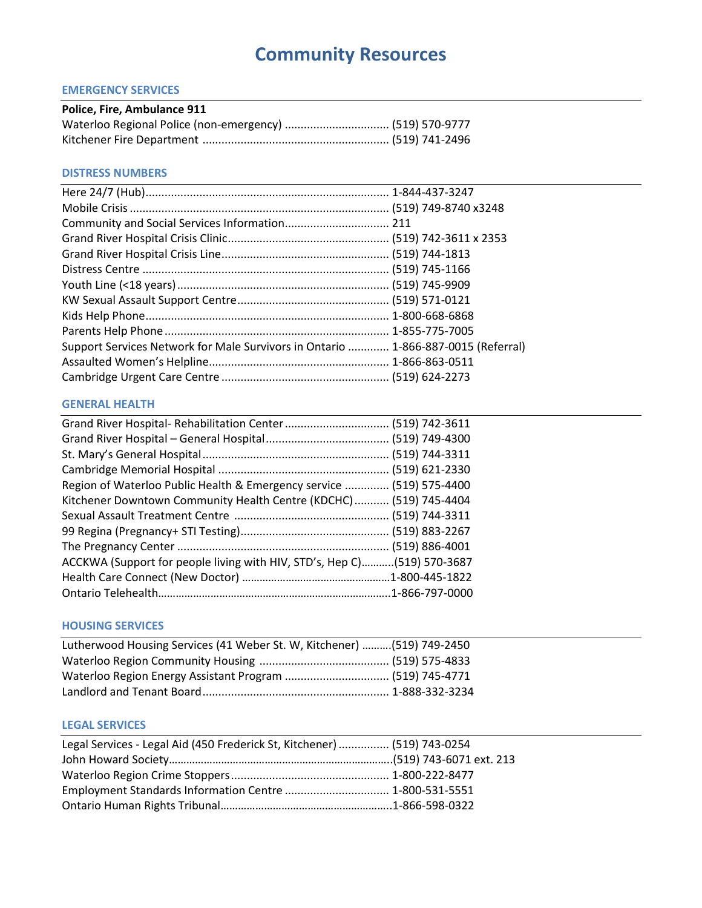# Community Resources

## EMERGENCY SERVICES

**Police, Fire, Ambulance 911**

Waterloo Regional Police (non-emergency) ................................ (519) 570-9777
Kitchener Fire Department .......................................................... (519) 741-2496

## DISTRESS NUMBERS

Here 24/7 (Hub)............................................................................ 1-844-437-3247
Mobile Crisis ................................................................................. (519) 749-8740 x3248
Community and Social Services Information................................ 211
Grand River Hospital Crisis Clinic.................................................. (519) 742-3611 x 2353
Grand River Hospital Crisis Line.................................................... (519) 744-1813
Distress Centre ............................................................................. (519) 745-1166
Youth Line (<18 years).................................................................. (519) 745-9909
KW Sexual Assault Support Centre............................................... (519) 571-0121
Kids Help Phone............................................................................ 1-800-668-6868
Parents Help Phone ...................................................................... 1-855-775-7005
Support Services Network for Male Survivors in Ontario ............ 1-866-887-0015 (Referral)
Assaulted Women's Helpline........................................................ 1-866-863-0511
Cambridge Urgent Care Centre .................................................... (519) 624-2273

## GENERAL HEALTH

Grand River Hospital- Rehabilitation Center ................................ (519) 742-3611
Grand River Hospital – General Hospital...................................... (519) 749-4300
St. Mary's General Hospital .......................................................... (519) 744-3311
Cambridge Memorial Hospital ..................................................... (519) 621-2330
Region of Waterloo Public Health & Emergency service .............. (519) 575-4400
Kitchener Downtown Community Health Centre (KDCHC)........... (519) 745-4404
Sexual Assault Treatment Centre ................................................ (519) 744-3311
99 Regina (Pregnancy+ STI Testing).............................................. (519) 883-2267
The Pregnancy Center .................................................................. (519) 886-4001
ACCKWA (Support for people living with HIV, STD's, Hep C)...........(519) 570-3687
Health Care Connect (New Doctor) ..................................................1-800-445-1822
Ontario Telehealth..............................................................................1-866-797-0000

## HOUSING SERVICES

Lutherwood Housing Services (41 Weber St. W, Kitchener) ..........(519) 749-2450
Waterloo Region Community Housing ......................................... (519) 575-4833
Waterloo Region Energy Assistant Program ................................ (519) 745-4771
Landlord and Tenant Board........................................................... 1-888-332-3234

## LEGAL SERVICES

Legal Services - Legal Aid (450 Frederick St, Kitchener) ................ (519) 743-0254
John Howard Society..........................................................................(519) 743-6071 ext. 213
Waterloo Region Crime Stoppers.................................................. 1-800-222-8477
Employment Standards Information Centre ................................. 1-800-531-5551
Ontario Human Rights Tribunal.........................................................1-866-598-0322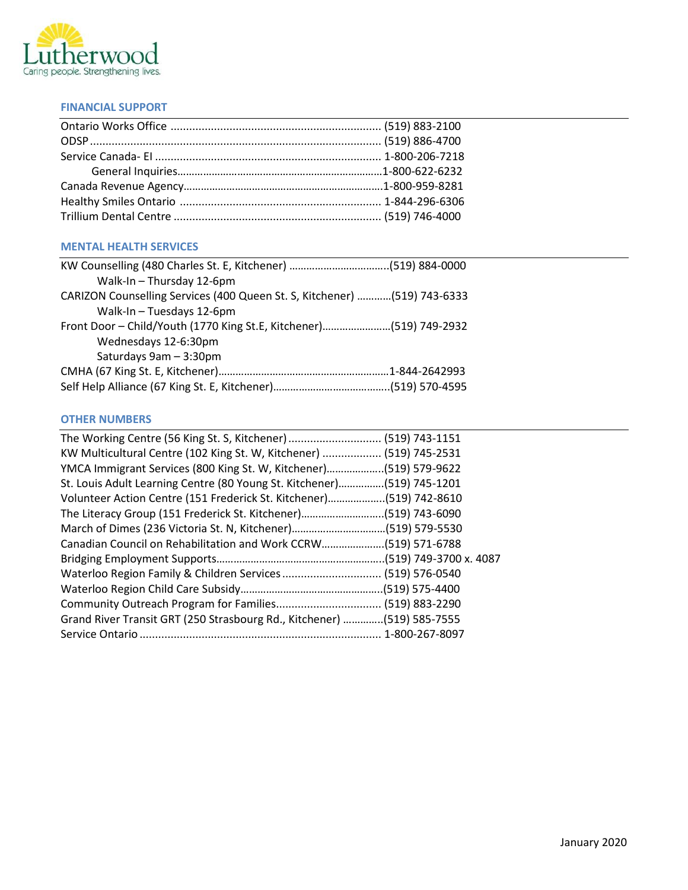Lutherwood
Caring people. Strengthening lives.

## FINANCIAL SUPPORT

| | |
|---|---|
| Ontario Works Office | (519) 883-2100 |
| ODSP | (519) 886-4700 |
| Service Canada- EI | 1-800-206-7218 |
| General Inquiries | 1-800-622-6232 |
| Canada Revenue Agency | 1-800-959-8281 |
| Healthy Smiles Ontario | 1-844-296-6306 |
| Trillium Dental Centre | (519) 746-4000 |

## MENTAL HEALTH SERVICES

| | |
|---|---|
| KW Counselling (480 Charles St. E, Kitchener)<br>Walk-In – Thursday 12-6pm | (519) 884-0000 |
| CARIZON Counselling Services (400 Queen St. S, Kitchener)<br>Walk-In – Tuesdays 12-6pm | (519) 743-6333 |
| Front Door – Child/Youth (1770 King St.E, Kitchener)<br>Wednesdays 12-6:30pm<br>Saturdays 9am – 3:30pm | (519) 749-2932 |
| CMHA (67 King St. E, Kitchener) | 1-844-2642993 |
| Self Help Alliance (67 King St. E, Kitchener) | (519) 570-4595 |

## OTHER NUMBERS

| | |
|---|---|
| The Working Centre (56 King St. S, Kitchener) | (519) 743-1151 |
| KW Multicultural Centre (102 King St. W, Kitchener) | (519) 745-2531 |
| YMCA Immigrant Services (800 King St. W, Kitchener) | (519) 579-9622 |
| St. Louis Adult Learning Centre (80 Young St. Kitchener) | (519) 745-1201 |
| Volunteer Action Centre (151 Frederick St. Kitchener) | (519) 742-8610 |
| The Literacy Group (151 Frederick St. Kitchener) | (519) 743-6090 |
| March of Dimes (236 Victoria St. N, Kitchener) | (519) 579-5530 |
| Canadian Council on Rehabilitation and Work CCRW | (519) 571-6788 |
| Bridging Employment Supports | (519) 749-3700 x. 4087 |
| Waterloo Region Family & Children Services | (519) 576-0540 |
| Waterloo Region Child Care Subsidy | (519) 575-4400 |
| Community Outreach Program for Families | (519) 883-2290 |
| Grand River Transit GRT (250 Strasbourg Rd., Kitchener) | (519) 585-7555 |
| Service Ontario | 1-800-267-8097 |

January 2020